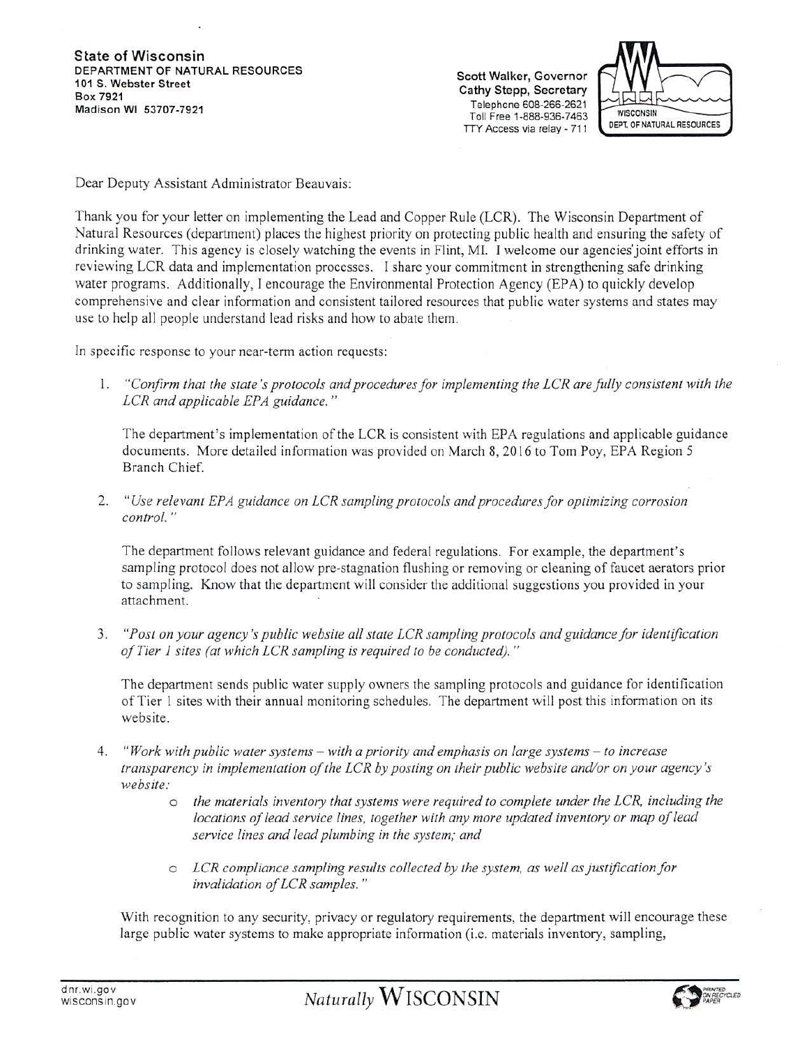**State of Wisconsin**
**DEPARTMENT OF NATURAL RESOURCES**
**101 S. Webster Street**
**Box 7921**
**Madison WI 53707-7921**

**Scott Walker, Governor**
**Cathy Stepp, Secretary**
Telephone 608-266-2621
Toll Free 1-888-936-7463
TTY Access via relay - 711

WISCONSIN DEPT. OF NATURAL RESOURCES

Dear Deputy Assistant Administrator Beauvais:

Thank you for your letter on implementing the Lead and Copper Rule (LCR). The Wisconsin Department of Natural Resources (department) places the highest priority on protecting public health and ensuring the safety of drinking water. This agency is closely watching the events in Flint, MI. I welcome our agencies' joint efforts in reviewing LCR data and implementation processes. I share your commitment in strengthening safe drinking water programs. Additionally, I encourage the Environmental Protection Agency (EPA) to quickly develop comprehensive and clear information and consistent tailored resources that public water systems and states may use to help all people understand lead risks and how to abate them.

In specific response to your near-term action requests:

1. *"Confirm that the state's protocols and procedures for implementing the LCR are fully consistent with the LCR and applicable EPA guidance."*

   The department's implementation of the LCR is consistent with EPA regulations and applicable guidance documents. More detailed information was provided on March 8, 2016 to Tom Poy, EPA Region 5 Branch Chief.

2. *"Use relevant EPA guidance on LCR sampling protocols and procedures for optimizing corrosion control."*

   The department follows relevant guidance and federal regulations. For example, the department's sampling protocol does not allow pre-stagnation flushing or removing or cleaning of faucet aerators prior to sampling. Know that the department will consider the additional suggestions you provided in your attachment.

3. *"Post on your agency's public website all state LCR sampling protocols and guidance for identification of Tier 1 sites (at which LCR sampling is required to be conducted)."*

   The department sends public water supply owners the sampling protocols and guidance for identification of Tier 1 sites with their annual monitoring schedules. The department will post this information on its website.

4. *"Work with public water systems – with a priority and emphasis on large systems – to increase transparency in implementation of the LCR by posting on their public website and/or on your agency's website:*

   - *the materials inventory that systems were required to complete under the LCR, including the locations of lead service lines, together with any more updated inventory or map of lead service lines and lead plumbing in the system; and*

   - *LCR compliance sampling results collected by the system, as well as justification for invalidation of LCR samples."*

   With recognition to any security, privacy or regulatory requirements, the department will encourage these large public water systems to make appropriate information (i.e. materials inventory, sampling,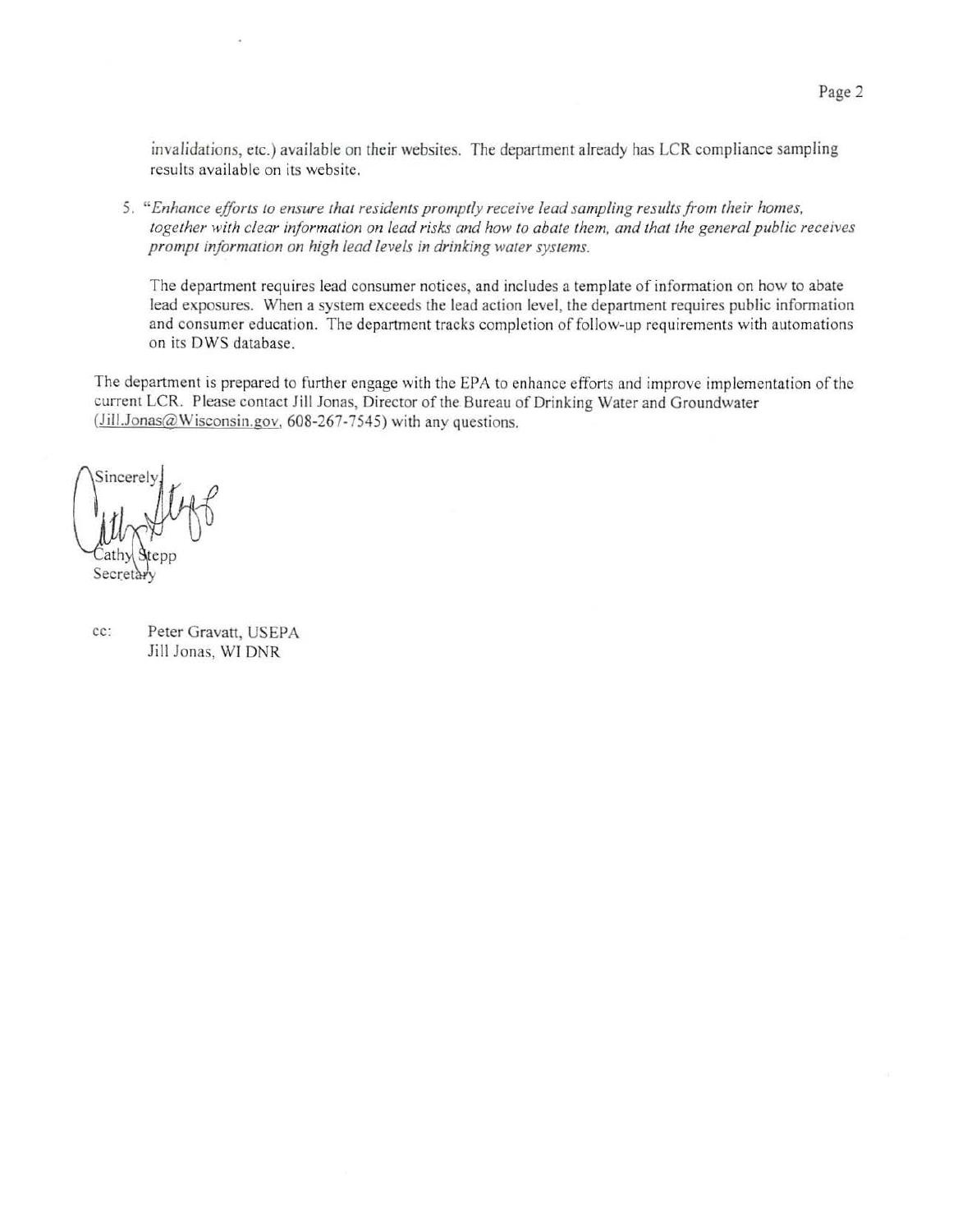invalidations, etc.) available on their websites. The department already has LCR compliance sampling results available on its website.

5. "*Enhance efforts to ensure that residents promptly receive lead sampling results from their homes, together with clear information on lead risks and how to abate them, and that the general public receives prompt information on high lead levels in drinking water systems.*

   The department requires lead consumer notices, and includes a template of information on how to abate lead exposures. When a system exceeds the lead action level, the department requires public information and consumer education. The department tracks completion of follow-up requirements with automations on its DWS database.

The department is prepared to further engage with the EPA to enhance efforts and improve implementation of the current LCR. Please contact Jill Jonas, Director of the Bureau of Drinking Water and Groundwater (Jill.Jonas@Wisconsin.gov, 608-267-7545) with any questions.

Sincerely,

Cathy Stepp
Secretary

cc: Peter Gravatt, USEPA
Jill Jonas, WI DNR